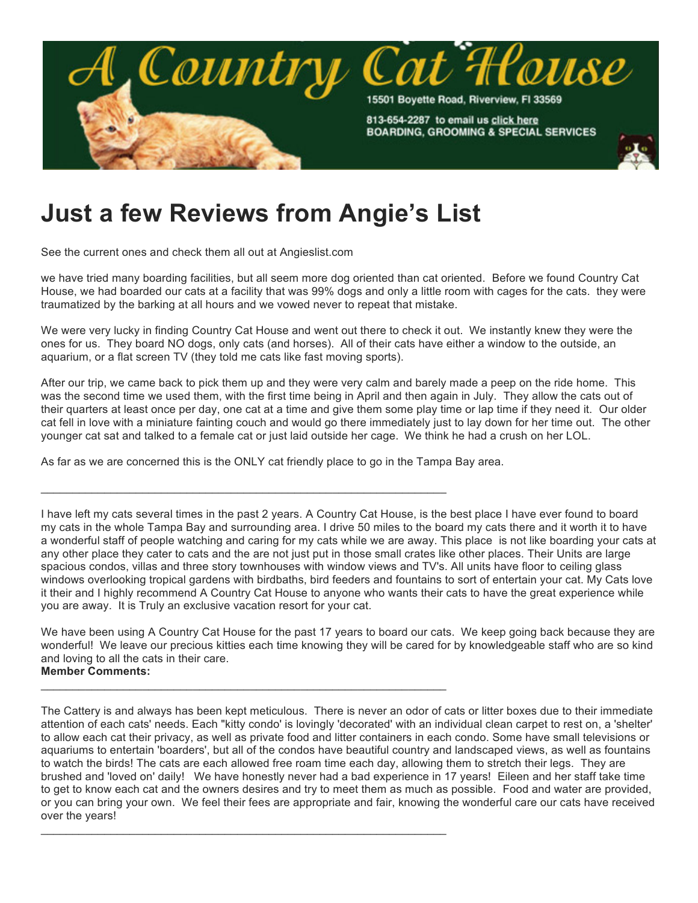A Country Cat House

15501 Boyette Road, Riverview, Fl 33569

813-654-2287 to email us click here

BOARDING, GROOMING & SPECIAL SERVICES

# Just a few Reviews from Angie's List

See the current ones and check them all out at Angieslist.com

we have tried many boarding facilities, but all seem more dog oriented than cat oriented. Before we found Country Cat House, we had boarded our cats at a facility that was 99% dogs and only a little room with cages for the cats. they were traumatized by the barking at all hours and we vowed never to repeat that mistake.

We were very lucky in finding Country Cat House and went out there to check it out. We instantly knew they were the ones for us. They board NO dogs, only cats (and horses). All of their cats have either a window to the outside, an aquarium, or a flat screen TV (they told me cats like fast moving sports).

After our trip, we came back to pick them up and they were very calm and barely made a peep on the ride home. This was the second time we used them, with the first time being in April and then again in July. They allow the cats out of their quarters at least once per day, one cat at a time and give them some play time or lap time if they need it. Our older cat fell in love with a miniature fainting couch and would go there immediately just to lay down for her time out. The other younger cat sat and talked to a female cat or just laid outside her cage. We think he had a crush on her LOL.

As far as we are concerned this is the ONLY cat friendly place to go in the Tampa Bay area.

---

I have left my cats several times in the past 2 years. A Country Cat House, is the best place I have ever found to board my cats in the whole Tampa Bay and surrounding area. I drive 50 miles to the board my cats there and it worth it to have a wonderful staff of people watching and caring for my cats while we are away. This place is not like boarding your cats at any other place they cater to cats and the are not just put in those small crates like other places. Their Units are large spacious condos, villas and three story townhouses with window views and TV's. All units have floor to ceiling glass windows overlooking tropical gardens with birdbaths, bird feeders and fountains to sort of entertain your cat. My Cats love it their and I highly recommend A Country Cat House to anyone who wants their cats to have the great experience while you are away. It is Truly an exclusive vacation resort for your cat.

We have been using A Country Cat House for the past 17 years to board our cats. We keep going back because they are wonderful! We leave our precious kitties each time knowing they will be cared for by knowledgeable staff who are so kind and loving to all the cats in their care.

**Member Comments:**

---

The Cattery is and always has been kept meticulous. There is never an odor of cats or litter boxes due to their immediate attention of each cats' needs. Each "kitty condo' is lovingly 'decorated' with an individual clean carpet to rest on, a 'shelter' to allow each cat their privacy, as well as private food and litter containers in each condo. Some have small televisions or aquariums to entertain 'boarders', but all of the condos have beautiful country and landscaped views, as well as fountains to watch the birds! The cats are each allowed free roam time each day, allowing them to stretch their legs. They are brushed and 'loved on' daily! We have honestly never had a bad experience in 17 years! Eileen and her staff take time to get to know each cat and the owners desires and try to meet them as much as possible. Food and water are provided, or you can bring your own. We feel their fees are appropriate and fair, knowing the wonderful care our cats have received over the years!

---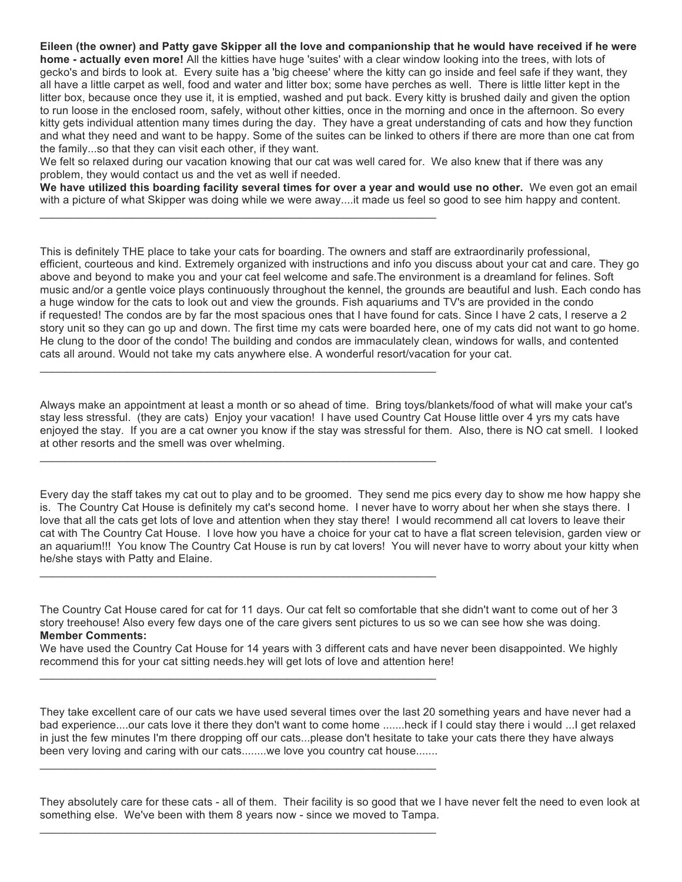**Eileen (the owner) and Patty gave Skipper all the love and companionship that he would have received if he were home - actually even more!** All the kitties have huge 'suites' with a clear window looking into the trees, with lots of gecko's and birds to look at. Every suite has a 'big cheese' where the kitty can go inside and feel safe if they want, they all have a little carpet as well, food and water and litter box; some have perches as well. There is little litter kept in the litter box, because once they use it, it is emptied, washed and put back. Every kitty is brushed daily and given the option to run loose in the enclosed room, safely, without other kitties, once in the morning and once in the afternoon. So every kitty gets individual attention many times during the day. They have a great understanding of cats and how they function and what they need and want to be happy. Some of the suites can be linked to others if there are more than one cat from the family...so that they can visit each other, if they want.
We felt so relaxed during our vacation knowing that our cat was well cared for. We also knew that if there was any problem, they would contact us and the vet as well if needed.
**We have utilized this boarding facility several times for over a year and would use no other.** We even got an email with a picture of what Skipper was doing while we were away....it made us feel so good to see him happy and content.

---

This is definitely THE place to take your cats for boarding. The owners and staff are extraordinarily professional, efficient, courteous and kind. Extremely organized with instructions and info you discuss about your cat and care. They go above and beyond to make you and your cat feel welcome and safe.The environment is a dreamland for felines. Soft music and/or a gentle voice plays continuously throughout the kennel, the grounds are beautiful and lush. Each condo has a huge window for the cats to look out and view the grounds. Fish aquariums and TV's are provided in the condo if requested! The condos are by far the most spacious ones that I have found for cats. Since I have 2 cats, I reserve a 2 story unit so they can go up and down. The first time my cats were boarded here, one of my cats did not want to go home. He clung to the door of the condo! The building and condos are immaculately clean, windows for walls, and contented cats all around. Would not take my cats anywhere else. A wonderful resort/vacation for your cat.

---

Always make an appointment at least a month or so ahead of time. Bring toys/blankets/food of what will make your cat's stay less stressful. (they are cats) Enjoy your vacation! I have used Country Cat House little over 4 yrs my cats have enjoyed the stay. If you are a cat owner you know if the stay was stressful for them. Also, there is NO cat smell. I looked at other resorts and the smell was over whelming.

---

Every day the staff takes my cat out to play and to be groomed. They send me pics every day to show me how happy she is. The Country Cat House is definitely my cat's second home. I never have to worry about her when she stays there. I love that all the cats get lots of love and attention when they stay there! I would recommend all cat lovers to leave their cat with The Country Cat House. I love how you have a choice for your cat to have a flat screen television, garden view or an aquarium!!! You know The Country Cat House is run by cat lovers! You will never have to worry about your kitty when he/she stays with Patty and Elaine.

---

The Country Cat House cared for cat for 11 days. Our cat felt so comfortable that she didn't want to come out of her 3 story treehouse! Also every few days one of the care givers sent pictures to us so we can see how she was doing.
**Member Comments:**
We have used the Country Cat House for 14 years with 3 different cats and have never been disappointed. We highly recommend this for your cat sitting needs.hey will get lots of love and attention here!

---

They take excellent care of our cats we have used several times over the last 20 something years and have never had a bad experience....our cats love it there they don't want to come home .......heck if I could stay there i would ...I get relaxed in just the few minutes I'm there dropping off our cats...please don't hesitate to take your cats there they have always been very loving and caring with our cats........we love you country cat house.......

---

They absolutely care for these cats - all of them. Their facility is so good that we I have never felt the need to even look at something else. We've been with them 8 years now - since we moved to Tampa.

---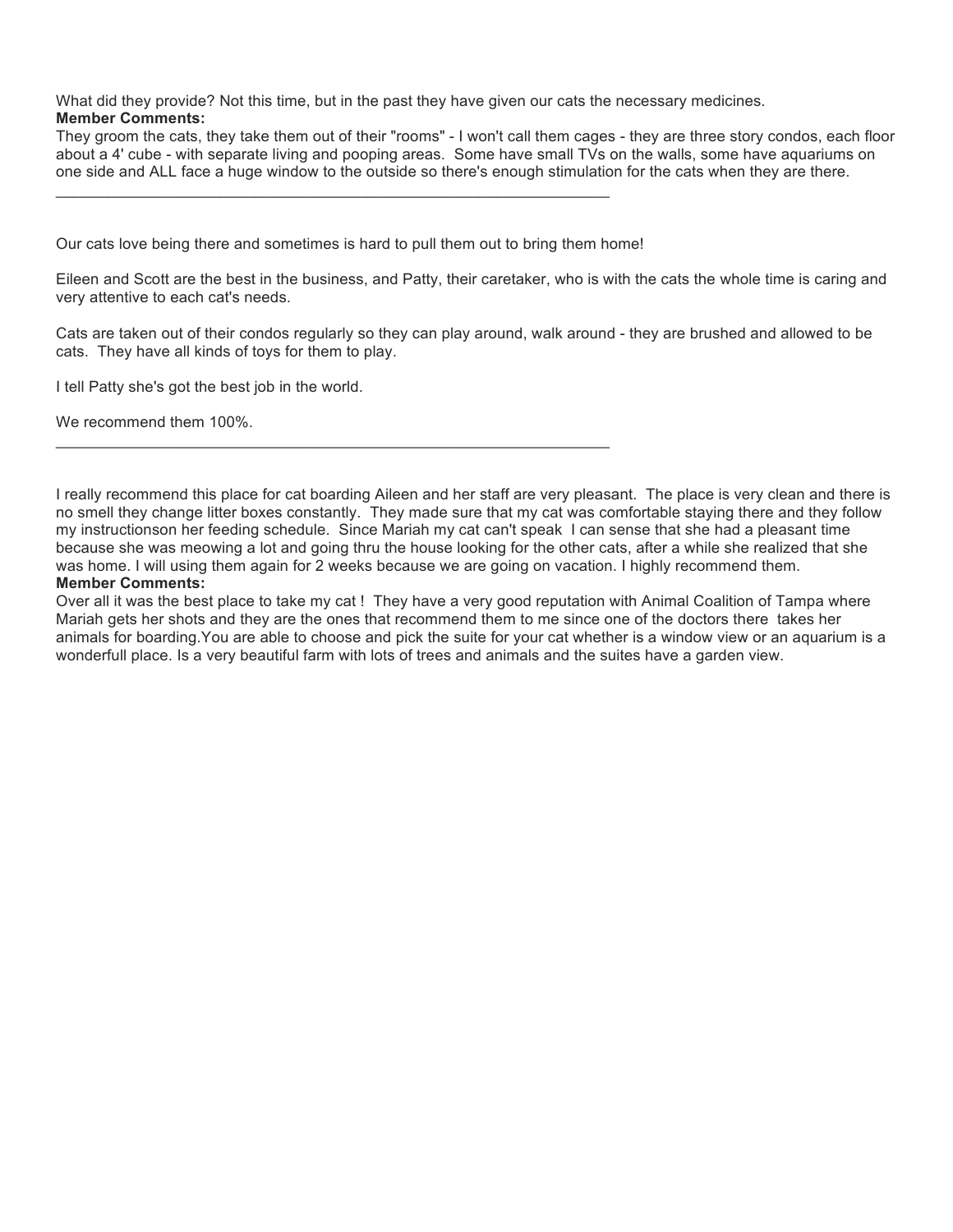What did they provide? Not this time, but in the past they have given our cats the necessary medicines.
**Member Comments:**
They groom the cats, they take them out of their "rooms" - I won't call them cages - they are three story condos, each floor about a 4' cube - with separate living and pooping areas.  Some have small TVs on the walls, some have aquariums on one side and ALL face a huge window to the outside so there's enough stimulation for the cats when they are there.

---

Our cats love being there and sometimes is hard to pull them out to bring them home!

Eileen and Scott are the best in the business, and Patty, their caretaker, who is with the cats the whole time is caring and very attentive to each cat's needs.

Cats are taken out of their condos regularly so they can play around, walk around - they are brushed and allowed to be cats.  They have all kinds of toys for them to play.

I tell Patty she's got the best job in the world.

We recommend them 100%.

---

I really recommend this place for cat boarding Aileen and her staff are very pleasant.  The place is very clean and there is no smell they change litter boxes constantly.  They made sure that my cat was comfortable staying there and they follow my instructionson her feeding schedule.  Since Mariah my cat can't speak  I can sense that she had a pleasant time because she was meowing a lot and going thru the house looking for the other cats, after a while she realized that she was home. I will using them again for 2 weeks because we are going on vacation. I highly recommend them.
**Member Comments:**
Over all it was the best place to take my cat !  They have a very good reputation with Animal Coalition of Tampa where Mariah gets her shots and they are the ones that recommend them to me since one of the doctors there  takes her animals for boarding.You are able to choose and pick the suite for your cat whether is a window view or an aquarium is a wonderfull place. Is a very beautiful farm with lots of trees and animals and the suites have a garden view.